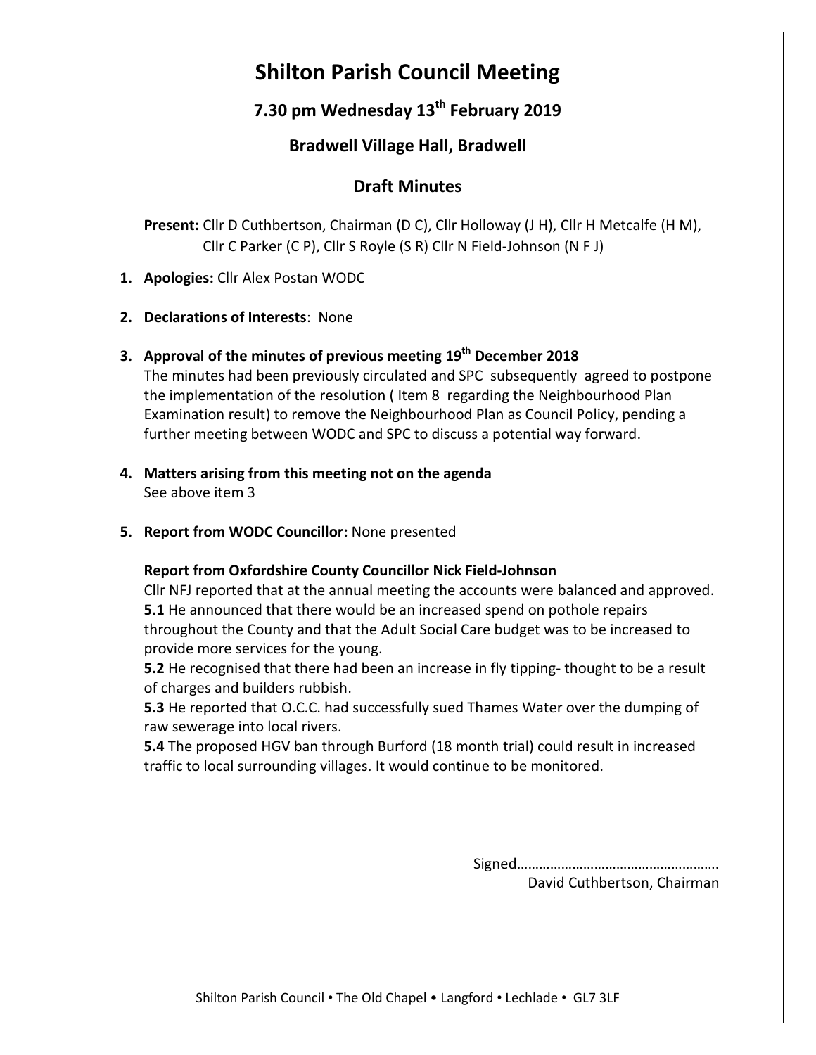# Shilton Parish Council Meeting

## 7.30 pm Wednesday 13th February 2019

## Bradwell Village Hall, Bradwell

## Draft Minutes

**Present:** Cllr D Cuthbertson, Chairman (D C), Cllr Holloway (J H), Cllr H Metcalfe (H M), Cllr C Parker (C P), Cllr S Royle (S R) Cllr N Field-Johnson (N F J)

1. **Apologies:** Cllr Alex Postan WODC

2. **Declarations of Interests**: None

3. **Approval of the minutes of previous meeting 19th December 2018**
   The minutes had been previously circulated and SPC subsequently agreed to postpone the implementation of the resolution ( Item 8 regarding the Neighbourhood Plan Examination result) to remove the Neighbourhood Plan as Council Policy, pending a further meeting between WODC and SPC to discuss a potential way forward.

4. **Matters arising from this meeting not on the agenda**
   See above item 3

5. **Report from WODC Councillor:** None presented

   **Report from Oxfordshire County Councillor Nick Field-Johnson**
   Cllr NFJ reported that at the annual meeting the accounts were balanced and approved.
   **5.1** He announced that there would be an increased spend on pothole repairs throughout the County and that the Adult Social Care budget was to be increased to provide more services for the young.
   **5.2** He recognised that there had been an increase in fly tipping- thought to be a result of charges and builders rubbish.
   **5.3** He reported that O.C.C. had successfully sued Thames Water over the dumping of raw sewerage into local rivers.
   **5.4** The proposed HGV ban through Burford (18 month trial) could result in increased traffic to local surrounding villages. It would continue to be monitored.

Signed……………………………………………….
David Cuthbertson, Chairman

Shilton Parish Council • The Old Chapel • Langford • Lechlade • GL7 3LF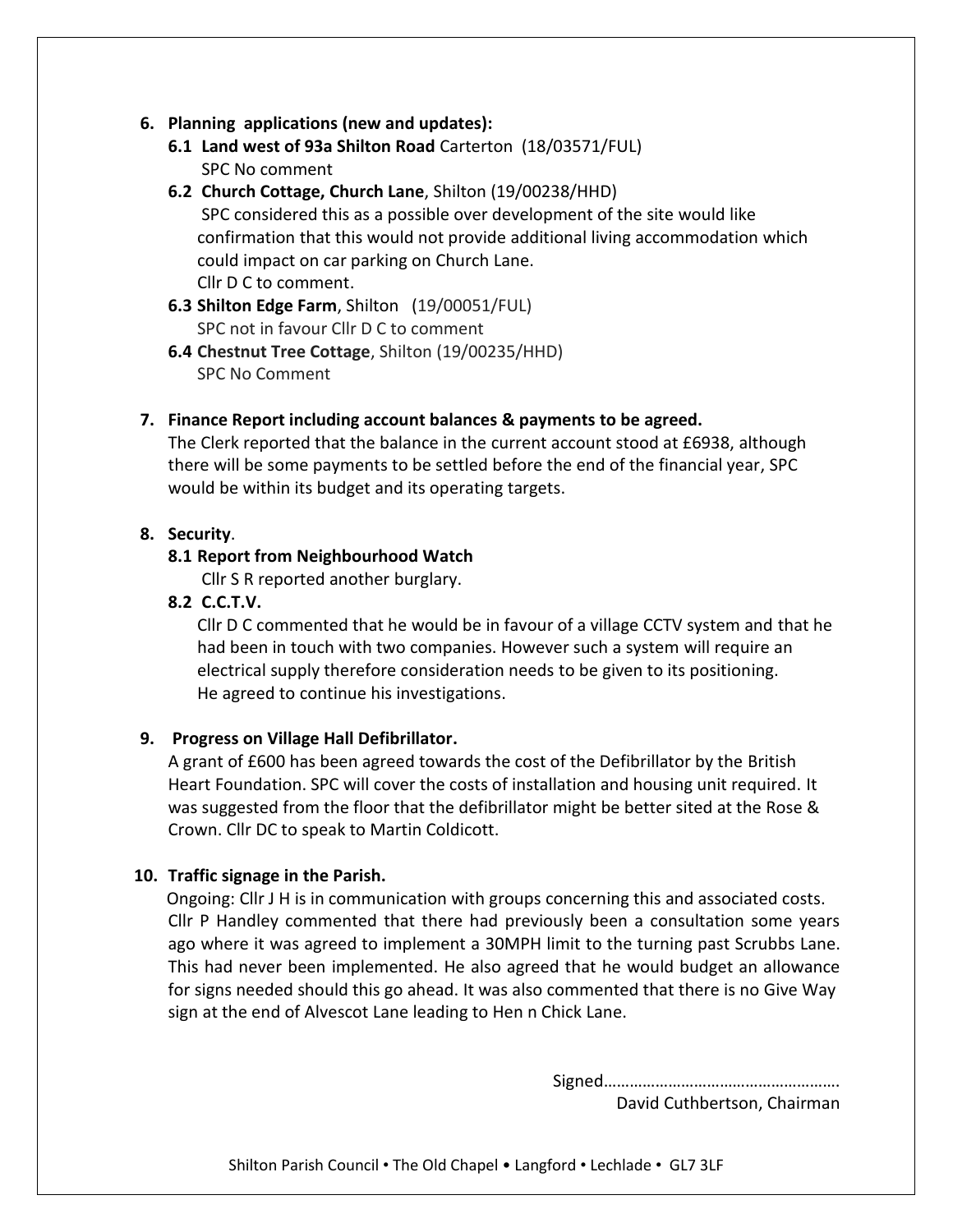6. **Planning applications (new and updates):**
   - **6.1 Land west of 93a Shilton Road** Carterton (18/03571/FUL)
     SPC No comment
   - **6.2 Church Cottage, Church Lane**, Shilton (19/00238/HHD)
     SPC considered this as a possible over development of the site would like confirmation that this would not provide additional living accommodation which could impact on car parking on Church Lane.
     Cllr D C to comment.
   - **6.3 Shilton Edge Farm**, Shilton (19/00051/FUL)
     SPC not in favour Cllr D C to comment
   - **6.4 Chestnut Tree Cottage**, Shilton (19/00235/HHD)
     SPC No Comment

7. **Finance Report including account balances & payments to be agreed.**
   The Clerk reported that the balance in the current account stood at £6938, although there will be some payments to be settled before the end of the financial year, SPC would be within its budget and its operating targets.

8. **Security**.
   - **8.1 Report from Neighbourhood Watch**
     Cllr S R reported another burglary.
   - **8.2 C.C.T.V.**
     Cllr D C commented that he would be in favour of a village CCTV system and that he had been in touch with two companies. However such a system will require an electrical supply therefore consideration needs to be given to its positioning.
     He agreed to continue his investigations.

9. **Progress on Village Hall Defibrillator.**
   A grant of £600 has been agreed towards the cost of the Defibrillator by the British Heart Foundation. SPC will cover the costs of installation and housing unit required. It was suggested from the floor that the defibrillator might be better sited at the Rose & Crown. Cllr DC to speak to Martin Coldicott.

10. **Traffic signage in the Parish.**
    Ongoing: Cllr J H is in communication with groups concerning this and associated costs. Cllr P Handley commented that there had previously been a consultation some years ago where it was agreed to implement a 30MPH limit to the turning past Scrubbs Lane. This had never been implemented. He also agreed that he would budget an allowance for signs needed should this go ahead. It was also commented that there is no Give Way sign at the end of Alvescot Lane leading to Hen n Chick Lane.

Signed……………………………………………….
David Cuthbertson, Chairman

Shilton Parish Council • The Old Chapel • Langford • Lechlade • GL7 3LF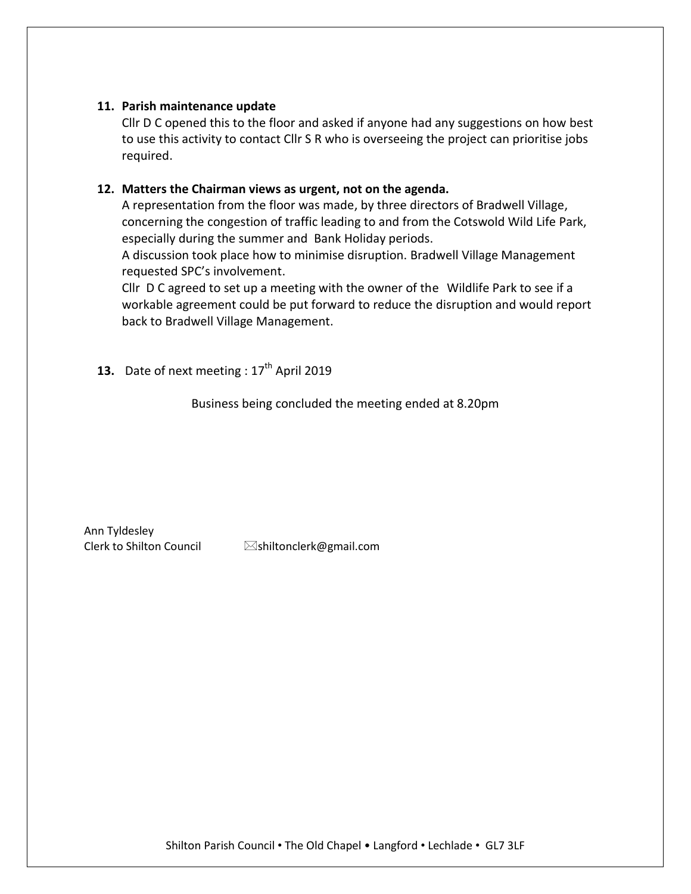11. **Parish maintenance update**

    Cllr D C opened this to the floor and asked if anyone had any suggestions on how best to use this activity to contact Cllr S R who is overseeing the project can prioritise jobs required.

12. **Matters the Chairman views as urgent, not on the agenda.**

    A representation from the floor was made, by three directors of Bradwell Village, concerning the congestion of traffic leading to and from the Cotswold Wild Life Park, especially during the summer and Bank Holiday periods.

    A discussion took place how to minimise disruption. Bradwell Village Management requested SPC's involvement.

    Cllr D C agreed to set up a meeting with the owner of the Wildlife Park to see if a workable agreement could be put forward to reduce the disruption and would report back to Bradwell Village Management.

13. Date of next meeting : 17th April 2019

Business being concluded the meeting ended at 8.20pm

Ann Tyldesley
Clerk to Shilton Council ✉shiltonclerk@gmail.com

Shilton Parish Council • The Old Chapel • Langford • Lechlade • GL7 3LF